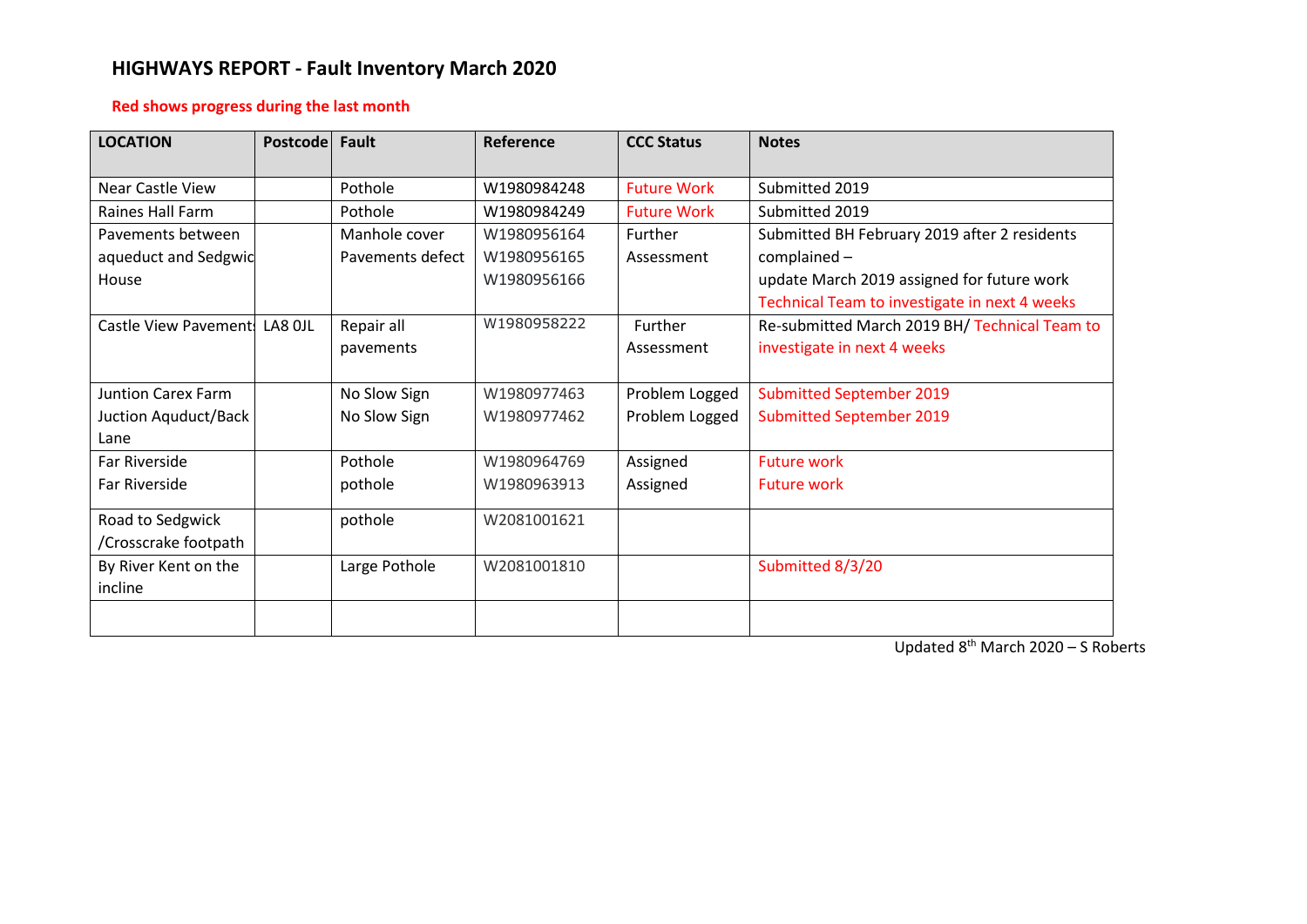# HIGHWAYS REPORT - Fault Inventory March 2020

**Red shows progress during the last month**

| LOCATION | Postcode | Fault | Reference | CCC Status | Notes |
|---|---|---|---|---|---|
| Near Castle View | | Pothole | W1980984248 | Future Work | Submitted 2019 |
| Raines Hall Farm | | Pothole | W1980984249 | Future Work | Submitted 2019 |
| Pavements between aqueduct and Sedgwic House | | Manhole cover Pavements defect | W1980956164 W1980956165 W1980956166 | Further Assessment | Submitted BH February 2019 after 2 residents complained – update March 2019 assigned for future work Technical Team to investigate in next 4 weeks |
| Castle View Pavement | LA8 0JL | Repair all pavements | W1980958222 | Further Assessment | Re-submitted March 2019 BH/ Technical Team to investigate in next 4 weeks |
| Juntion Carex Farm Juction Aquduct/Back Lane | | No Slow Sign No Slow Sign | W1980977463 W1980977462 | Problem Logged Problem Logged | Submitted September 2019 Submitted September 2019 |
| Far Riverside Far Riverside | | Pothole pothole | W1980964769 W1980963913 | Assigned Assigned | Future work Future work |
| Road to Sedgwick /Crosscrake footpath | | pothole | W2081001621 | | |
| By River Kent on the incline | | Large Pothole | W2081001810 | | Submitted 8/3/20 |
| | | | | | |

Updated 8th March 2020 – S Roberts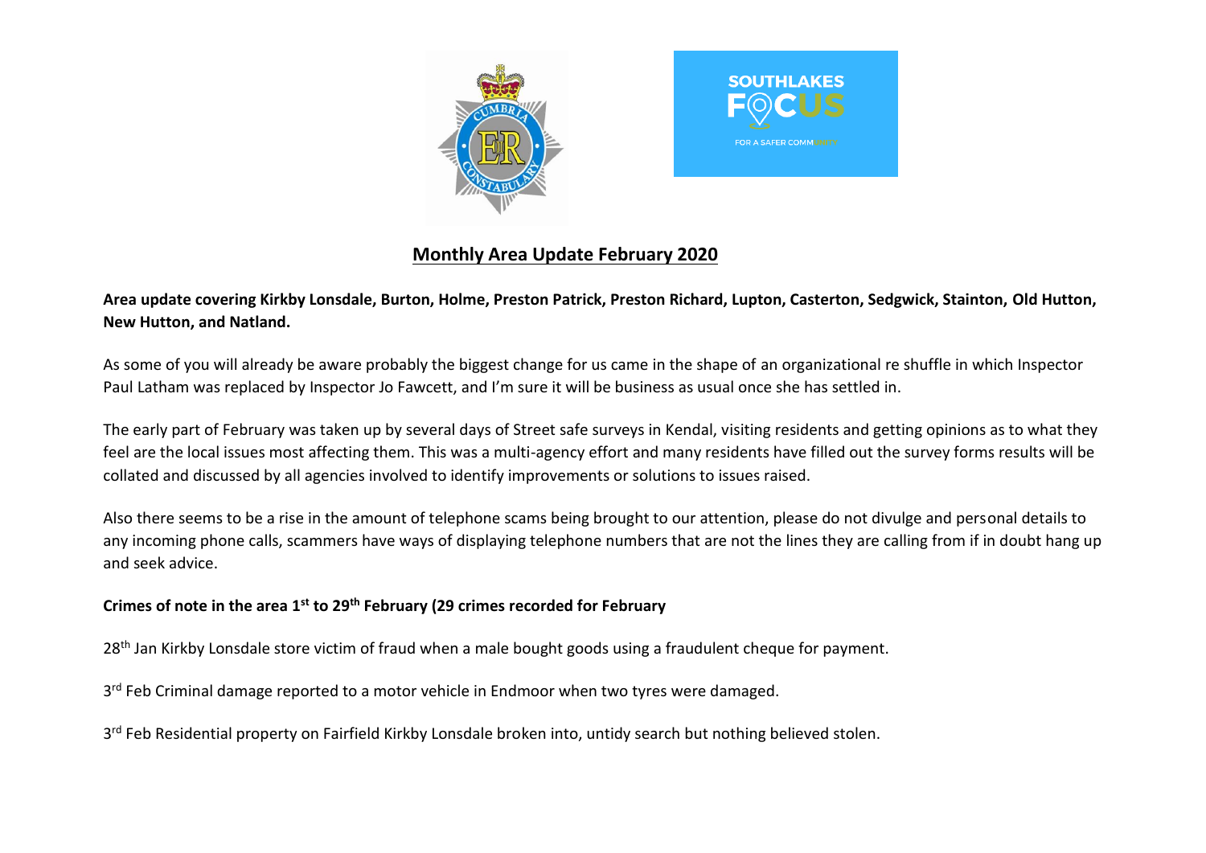## Monthly Area Update February 2020

**Area update covering Kirkby Lonsdale, Burton, Holme, Preston Patrick, Preston Richard, Lupton, Casterton, Sedgwick, Stainton, Old Hutton, New Hutton, and Natland.**

As some of you will already be aware probably the biggest change for us came in the shape of an organizational re shuffle in which Inspector Paul Latham was replaced by Inspector Jo Fawcett, and I'm sure it will be business as usual once she has settled in.

The early part of February was taken up by several days of Street safe surveys in Kendal, visiting residents and getting opinions as to what they feel are the local issues most affecting them. This was a multi-agency effort and many residents have filled out the survey forms results will be collated and discussed by all agencies involved to identify improvements or solutions to issues raised.

Also there seems to be a rise in the amount of telephone scams being brought to our attention, please do not divulge and personal details to any incoming phone calls, scammers have ways of displaying telephone numbers that are not the lines they are calling from if in doubt hang up and seek advice.

**Crimes of note in the area 1st to 29th February (29 crimes recorded for February**

28th Jan Kirkby Lonsdale store victim of fraud when a male bought goods using a fraudulent cheque for payment.

3rd Feb Criminal damage reported to a motor vehicle in Endmoor when two tyres were damaged.

3rd Feb Residential property on Fairfield Kirkby Lonsdale broken into, untidy search but nothing believed stolen.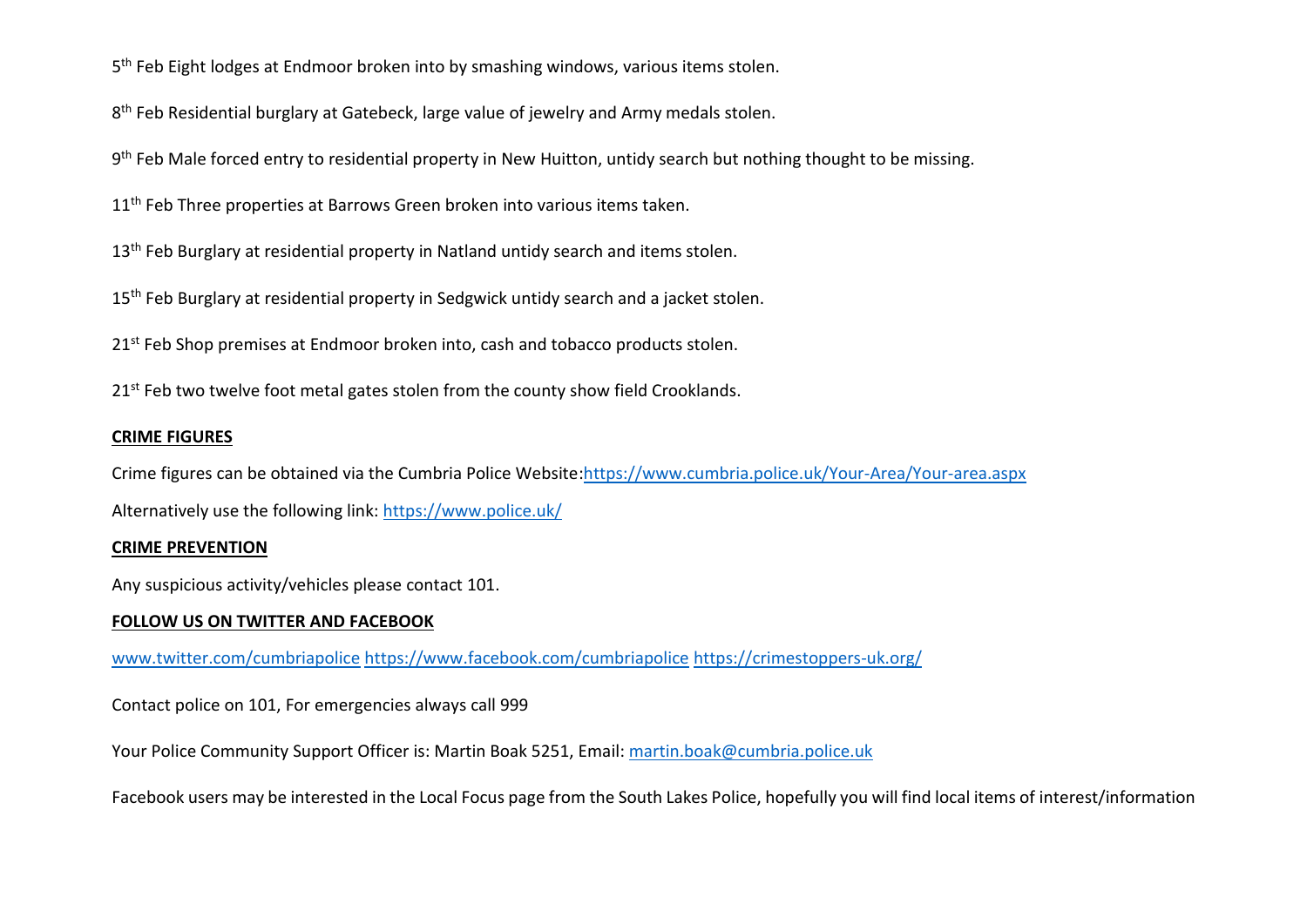5th Feb Eight lodges at Endmoor broken into by smashing windows, various items stolen.

8th Feb Residential burglary at Gatebeck, large value of jewelry and Army medals stolen.

9th Feb Male forced entry to residential property in New Huitton, untidy search but nothing thought to be missing.

11th Feb Three properties at Barrows Green broken into various items taken.

13th Feb Burglary at residential property in Natland untidy search and items stolen.

15th Feb Burglary at residential property in Sedgwick untidy search and a jacket stolen.

21st Feb Shop premises at Endmoor broken into, cash and tobacco products stolen.

21st Feb two twelve foot metal gates stolen from the county show field Crooklands.

**CRIME FIGURES**

Crime figures can be obtained via the Cumbria Police Website:https://www.cumbria.police.uk/Your-Area/Your-area.aspx

Alternatively use the following link: https://www.police.uk/

**CRIME PREVENTION**

Any suspicious activity/vehicles please contact 101.

**FOLLOW US ON TWITTER AND FACEBOOK**

www.twitter.com/cumbriapolice https://www.facebook.com/cumbriapolice https://crimestoppers-uk.org/

Contact police on 101, For emergencies always call 999

Your Police Community Support Officer is: Martin Boak 5251, Email: martin.boak@cumbria.police.uk

Facebook users may be interested in the Local Focus page from the South Lakes Police, hopefully you will find local items of interest/information